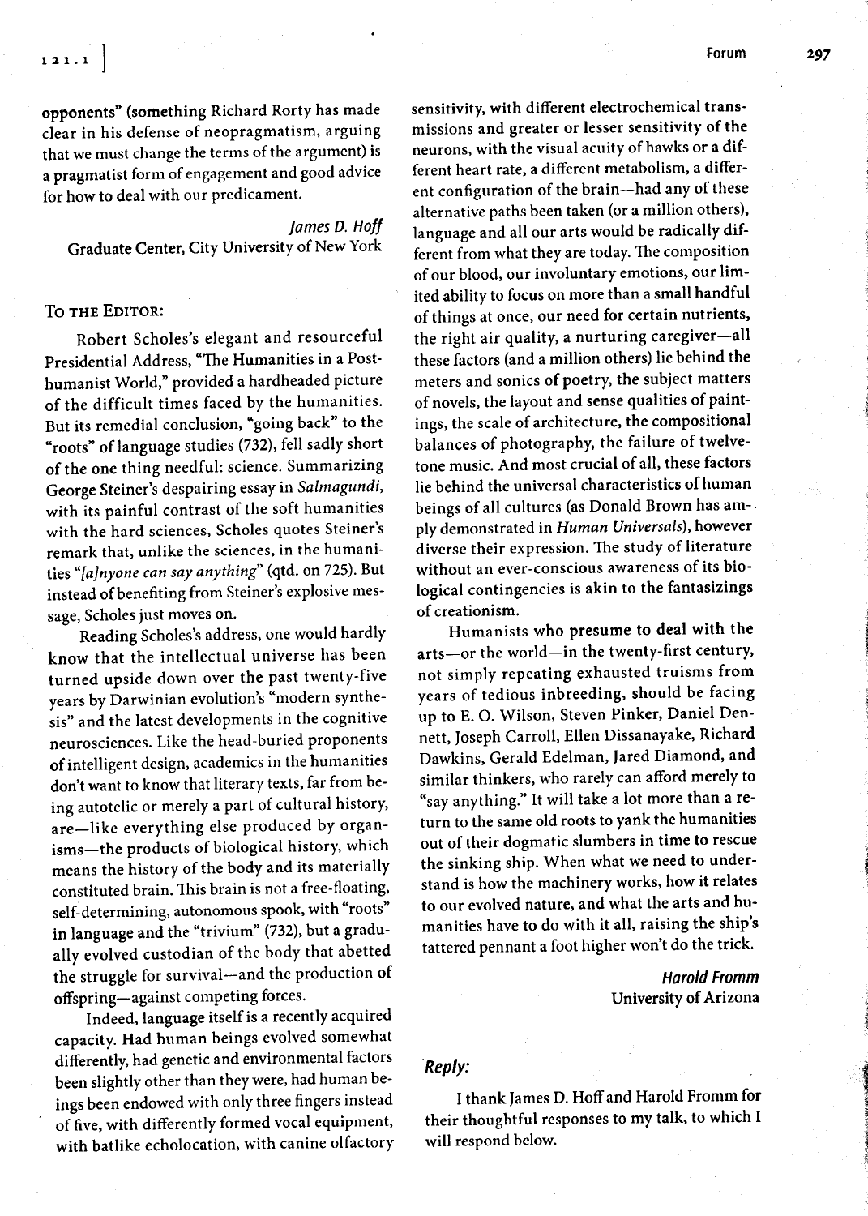opponents" (something Richard Rorty has made clear in his defense of neopragmatism, arguing that we must change the terms of the argument) is a pragmatist form of engagement and good advice for how to deal with our predicament.

*James D. Hoff*
Graduate Center, City University of New York

To the Editor:

Robert Scholes's elegant and resourceful Presidential Address, "The Humanities in a Posthumanist World," provided a hardheaded picture of the difficult times faced by the humanities. But its remedial conclusion, "going back" to the "roots" of language studies (732), fell sadly short of the one thing needful: science. Summarizing George Steiner's despairing essay in *Salmagundi*, with its painful contrast of the soft humanities with the hard sciences, Scholes quotes Steiner's remark that, unlike the sciences, in the humanities "*[a]nyone can say anything*" (qtd. on 725). But instead of benefiting from Steiner's explosive message, Scholes just moves on.

Reading Scholes's address, one would hardly know that the intellectual universe has been turned upside down over the past twenty-five years by Darwinian evolution's "modern synthesis" and the latest developments in the cognitive neurosciences. Like the head-buried proponents of intelligent design, academics in the humanities don't want to know that literary texts, far from being autotelic or merely a part of cultural history, are—like everything else produced by organisms—the products of biological history, which means the history of the body and its materially constituted brain. This brain is not a free-floating, self-determining, autonomous spook, with "roots" in language and the "trivium" (732), but a gradually evolved custodian of the body that abetted the struggle for survival—and the production of offspring—against competing forces.

Indeed, language itself is a recently acquired capacity. Had human beings evolved somewhat differently, had genetic and environmental factors been slightly other than they were, had human beings been endowed with only three fingers instead of five, with differently formed vocal equipment, with batlike echolocation, with canine olfactory sensitivity, with different electrochemical transmissions and greater or lesser sensitivity of the neurons, with the visual acuity of hawks or a different heart rate, a different metabolism, a different configuration of the brain—had any of these alternative paths been taken (or a million others), language and all our arts would be radically different from what they are today. The composition of our blood, our involuntary emotions, our limited ability to focus on more than a small handful of things at once, our need for certain nutrients, the right air quality, a nurturing caregiver—all these factors (and a million others) lie behind the meters and sonics of poetry, the subject matters of novels, the layout and sense qualities of paintings, the scale of architecture, the compositional balances of photography, the failure of twelve-tone music. And most crucial of all, these factors lie behind the universal characteristics of human beings of all cultures (as Donald Brown has amply demonstrated in *Human Universals*), however diverse their expression. The study of literature without an ever-conscious awareness of its biological contingencies is akin to the fantasizings of creationism.

Humanists who presume to deal with the arts—or the world—in the twenty-first century, not simply repeating exhausted truisms from years of tedious inbreeding, should be facing up to E. O. Wilson, Steven Pinker, Daniel Dennett, Joseph Carroll, Ellen Dissanayake, Richard Dawkins, Gerald Edelman, Jared Diamond, and similar thinkers, who rarely can afford merely to "say anything." It will take a lot more than a return to the same old roots to yank the humanities out of their dogmatic slumbers in time to rescue the sinking ship. When what we need to understand is how the machinery works, how it relates to our evolved nature, and what the arts and humanities have to do with it all, raising the ship's tattered pennant a foot higher won't do the trick.

*Harold Fromm*
University of Arizona

***Reply:***

I thank James D. Hoff and Harold Fromm for their thoughtful responses to my talk, to which I will respond below.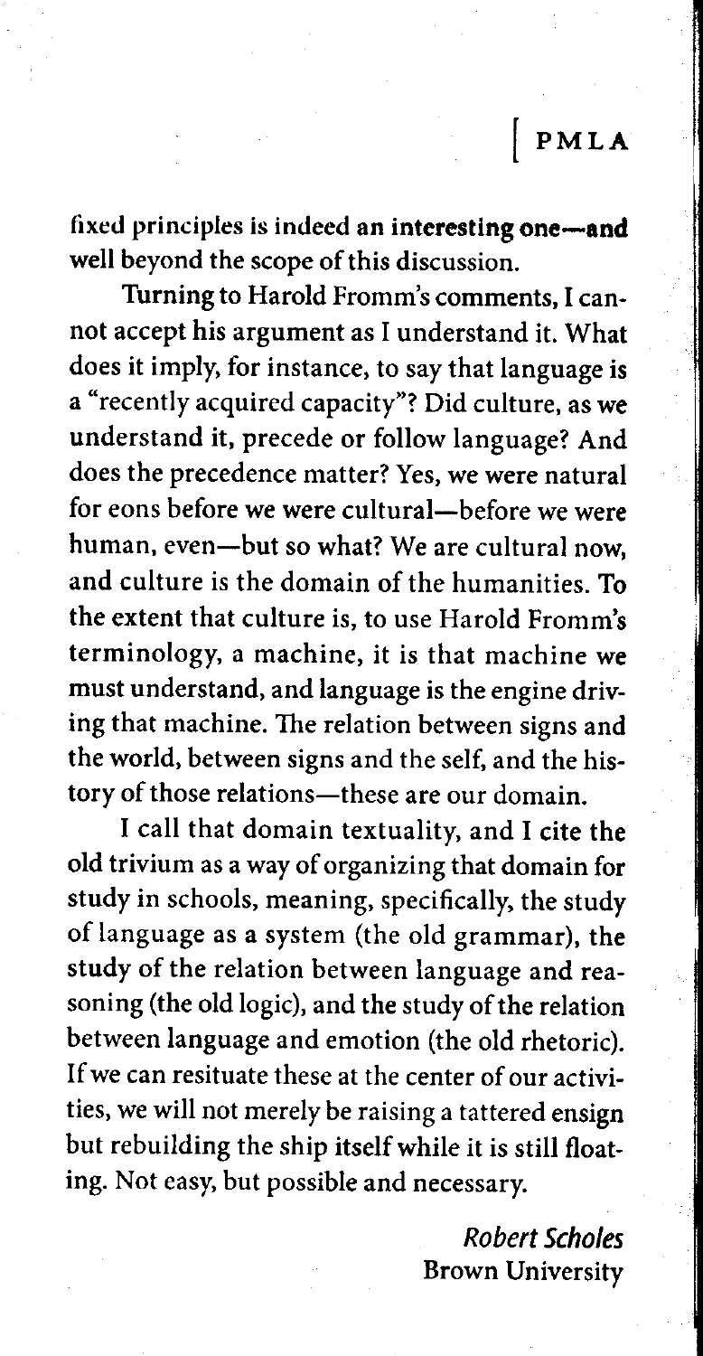fixed principles is indeed an interesting one—and well beyond the scope of this discussion.

Turning to Harold Fromm's comments, I cannot accept his argument as I understand it. What does it imply, for instance, to say that language is a "recently acquired capacity"? Did culture, as we understand it, precede or follow language? And does the precedence matter? Yes, we were natural for eons before we were cultural—before we were human, even—but so what? We are cultural now, and culture is the domain of the humanities. To the extent that culture is, to use Harold Fromm's terminology, a machine, it is that machine we must understand, and language is the engine driving that machine. The relation between signs and the world, between signs and the self, and the history of those relations—these are our domain.

I call that domain textuality, and I cite the old trivium as a way of organizing that domain for study in schools, meaning, specifically, the study of language as a system (the old grammar), the study of the relation between language and reasoning (the old logic), and the study of the relation between language and emotion (the old rhetoric). If we can resituate these at the center of our activities, we will not merely be raising a tattered ensign but rebuilding the ship itself while it is still floating. Not easy, but possible and necessary.

*Robert Scholes*
Brown University